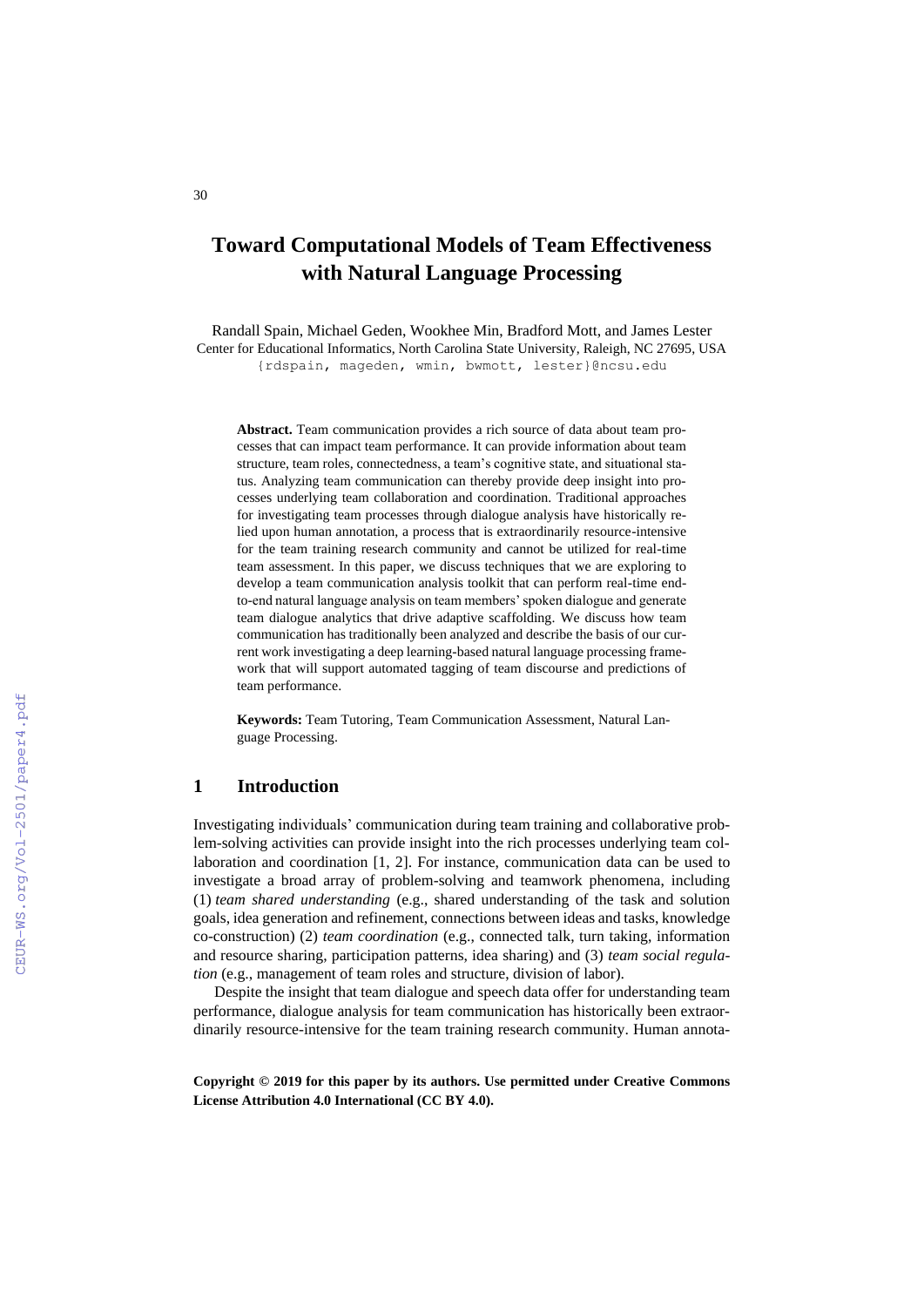# Toward Computational Models of Team Effectiveness with Natural Language Processing

Randall Spain, Michael Geden, Wookhee Min, Bradford Mott, and James Lester
Center for Educational Informatics, North Carolina State University, Raleigh, NC 27695, USA
{rdspain, mageden, wmin, bwmott, lester}@ncsu.edu

**Abstract.** Team communication provides a rich source of data about team processes that can impact team performance. It can provide information about team structure, team roles, connectedness, a team's cognitive state, and situational status. Analyzing team communication can thereby provide deep insight into processes underlying team collaboration and coordination. Traditional approaches for investigating team processes through dialogue analysis have historically relied upon human annotation, a process that is extraordinarily resource-intensive for the team training research community and cannot be utilized for real-time team assessment. In this paper, we discuss techniques that we are exploring to develop a team communication analysis toolkit that can perform real-time end-to-end natural language analysis on team members' spoken dialogue and generate team dialogue analytics that drive adaptive scaffolding. We discuss how team communication has traditionally been analyzed and describe the basis of our current work investigating a deep learning-based natural language processing framework that will support automated tagging of team discourse and predictions of team performance.

**Keywords:** Team Tutoring, Team Communication Assessment, Natural Language Processing.

## 1 Introduction

Investigating individuals' communication during team training and collaborative problem-solving activities can provide insight into the rich processes underlying team collaboration and coordination [1, 2]. For instance, communication data can be used to investigate a broad array of problem-solving and teamwork phenomena, including (1) *team shared understanding* (e.g., shared understanding of the task and solution goals, idea generation and refinement, connections between ideas and tasks, knowledge co-construction) (2) *team coordination* (e.g., connected talk, turn taking, information and resource sharing, participation patterns, idea sharing) and (3) *team social regulation* (e.g., management of team roles and structure, division of labor).

Despite the insight that team dialogue and speech data offer for understanding team performance, dialogue analysis for team communication has historically been extraordinarily resource-intensive for the team training research community. Human annota-

**Copyright © 2019 for this paper by its authors. Use permitted under Creative Commons License Attribution 4.0 International (CC BY 4.0).**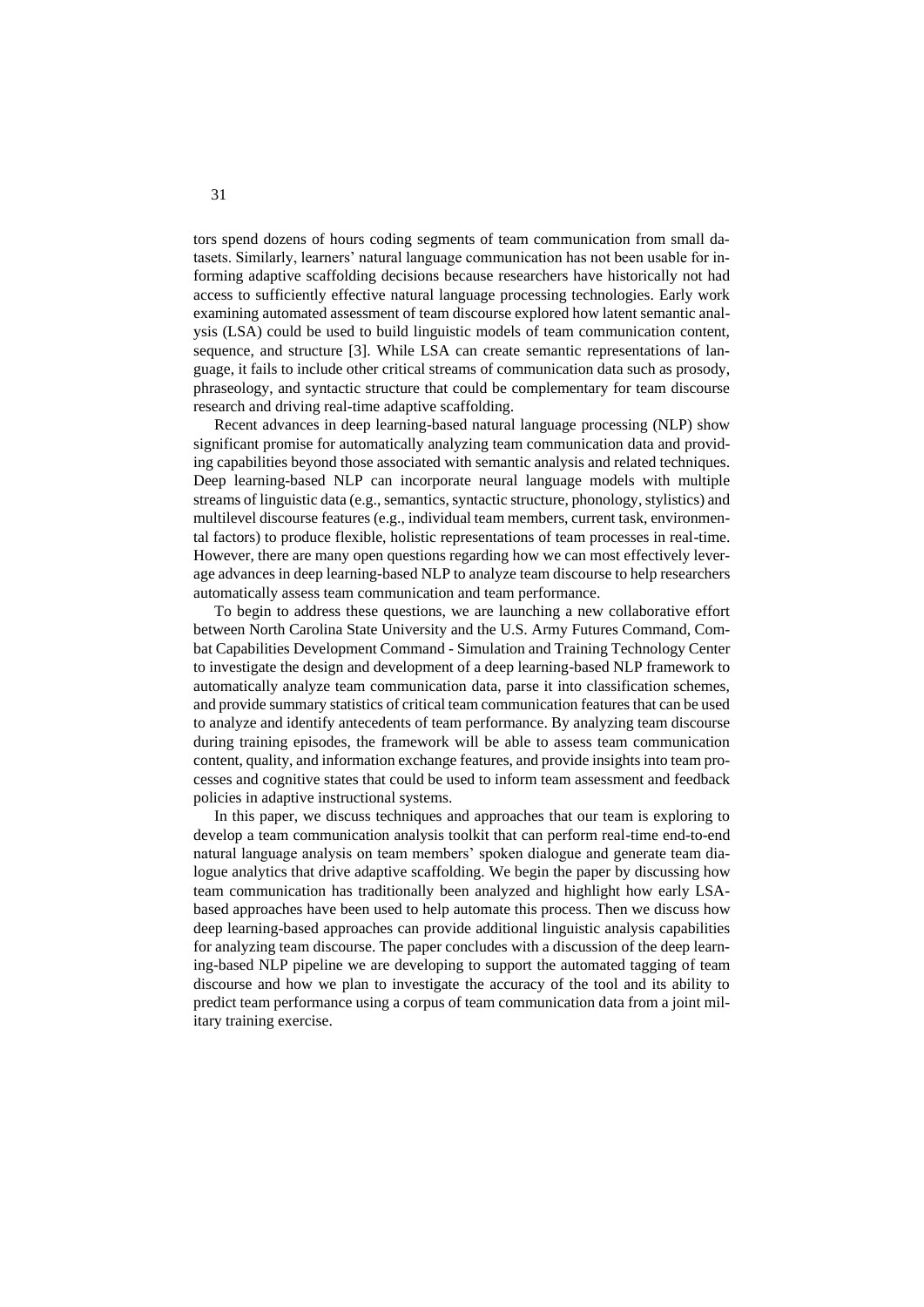tors spend dozens of hours coding segments of team communication from small datasets. Similarly, learners' natural language communication has not been usable for informing adaptive scaffolding decisions because researchers have historically not had access to sufficiently effective natural language processing technologies. Early work examining automated assessment of team discourse explored how latent semantic analysis (LSA) could be used to build linguistic models of team communication content, sequence, and structure [3]. While LSA can create semantic representations of language, it fails to include other critical streams of communication data such as prosody, phraseology, and syntactic structure that could be complementary for team discourse research and driving real-time adaptive scaffolding.

Recent advances in deep learning-based natural language processing (NLP) show significant promise for automatically analyzing team communication data and providing capabilities beyond those associated with semantic analysis and related techniques. Deep learning-based NLP can incorporate neural language models with multiple streams of linguistic data (e.g., semantics, syntactic structure, phonology, stylistics) and multilevel discourse features (e.g., individual team members, current task, environmental factors) to produce flexible, holistic representations of team processes in real-time. However, there are many open questions regarding how we can most effectively leverage advances in deep learning-based NLP to analyze team discourse to help researchers automatically assess team communication and team performance.

To begin to address these questions, we are launching a new collaborative effort between North Carolina State University and the U.S. Army Futures Command, Combat Capabilities Development Command - Simulation and Training Technology Center to investigate the design and development of a deep learning-based NLP framework to automatically analyze team communication data, parse it into classification schemes, and provide summary statistics of critical team communication features that can be used to analyze and identify antecedents of team performance. By analyzing team discourse during training episodes, the framework will be able to assess team communication content, quality, and information exchange features, and provide insights into team processes and cognitive states that could be used to inform team assessment and feedback policies in adaptive instructional systems.

In this paper, we discuss techniques and approaches that our team is exploring to develop a team communication analysis toolkit that can perform real-time end-to-end natural language analysis on team members' spoken dialogue and generate team dialogue analytics that drive adaptive scaffolding. We begin the paper by discussing how team communication has traditionally been analyzed and highlight how early LSA-based approaches have been used to help automate this process. Then we discuss how deep learning-based approaches can provide additional linguistic analysis capabilities for analyzing team discourse. The paper concludes with a discussion of the deep learning-based NLP pipeline we are developing to support the automated tagging of team discourse and how we plan to investigate the accuracy of the tool and its ability to predict team performance using a corpus of team communication data from a joint military training exercise.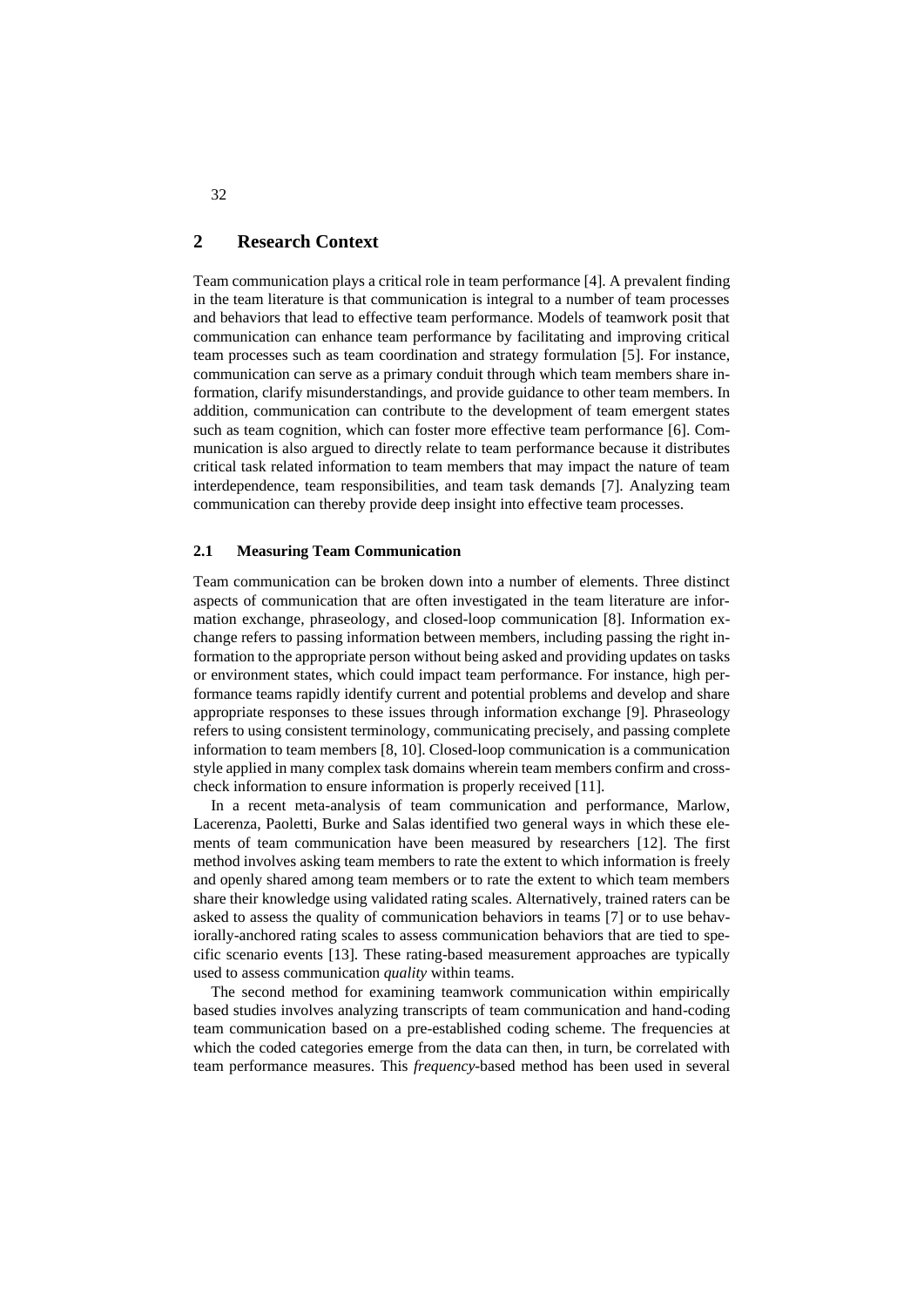## 2 Research Context

Team communication plays a critical role in team performance [4]. A prevalent finding in the team literature is that communication is integral to a number of team processes and behaviors that lead to effective team performance. Models of teamwork posit that communication can enhance team performance by facilitating and improving critical team processes such as team coordination and strategy formulation [5]. For instance, communication can serve as a primary conduit through which team members share information, clarify misunderstandings, and provide guidance to other team members. In addition, communication can contribute to the development of team emergent states such as team cognition, which can foster more effective team performance [6]. Communication is also argued to directly relate to team performance because it distributes critical task related information to team members that may impact the nature of team interdependence, team responsibilities, and team task demands [7]. Analyzing team communication can thereby provide deep insight into effective team processes.

### 2.1 Measuring Team Communication

Team communication can be broken down into a number of elements. Three distinct aspects of communication that are often investigated in the team literature are information exchange, phraseology, and closed-loop communication [8]. Information exchange refers to passing information between members, including passing the right information to the appropriate person without being asked and providing updates on tasks or environment states, which could impact team performance. For instance, high performance teams rapidly identify current and potential problems and develop and share appropriate responses to these issues through information exchange [9]. Phraseology refers to using consistent terminology, communicating precisely, and passing complete information to team members [8, 10]. Closed-loop communication is a communication style applied in many complex task domains wherein team members confirm and cross-check information to ensure information is properly received [11].

In a recent meta-analysis of team communication and performance, Marlow, Lacerenza, Paoletti, Burke and Salas identified two general ways in which these elements of team communication have been measured by researchers [12]. The first method involves asking team members to rate the extent to which information is freely and openly shared among team members or to rate the extent to which team members share their knowledge using validated rating scales. Alternatively, trained raters can be asked to assess the quality of communication behaviors in teams [7] or to use behaviorally-anchored rating scales to assess communication behaviors that are tied to specific scenario events [13]. These rating-based measurement approaches are typically used to assess communication *quality* within teams.

The second method for examining teamwork communication within empirically based studies involves analyzing transcripts of team communication and hand-coding team communication based on a pre-established coding scheme. The frequencies at which the coded categories emerge from the data can then, in turn, be correlated with team performance measures. This *frequency*-based method has been used in several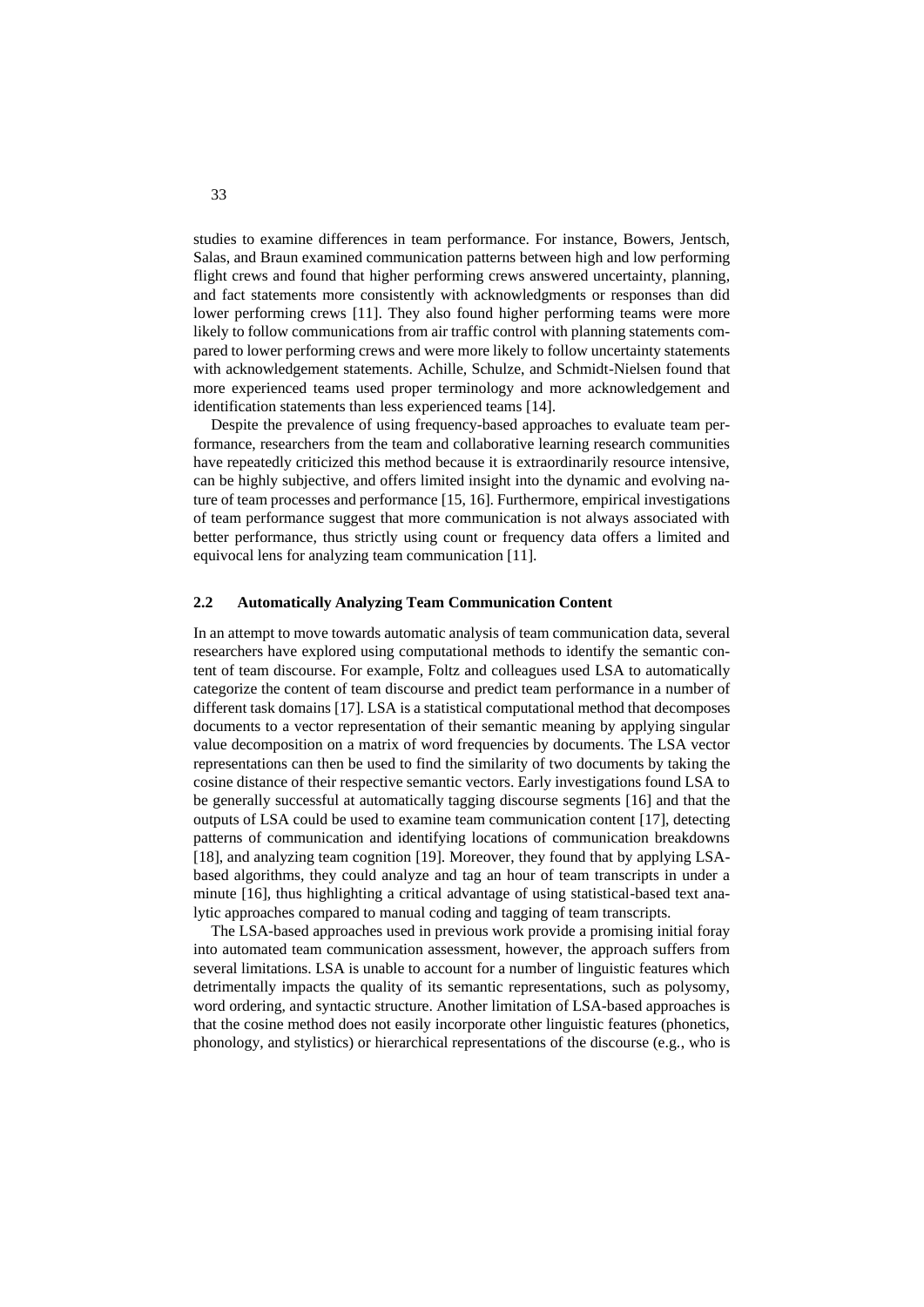studies to examine differences in team performance. For instance, Bowers, Jentsch, Salas, and Braun examined communication patterns between high and low performing flight crews and found that higher performing crews answered uncertainty, planning, and fact statements more consistently with acknowledgments or responses than did lower performing crews [11]. They also found higher performing teams were more likely to follow communications from air traffic control with planning statements compared to lower performing crews and were more likely to follow uncertainty statements with acknowledgement statements. Achille, Schulze, and Schmidt-Nielsen found that more experienced teams used proper terminology and more acknowledgement and identification statements than less experienced teams [14].

Despite the prevalence of using frequency-based approaches to evaluate team performance, researchers from the team and collaborative learning research communities have repeatedly criticized this method because it is extraordinarily resource intensive, can be highly subjective, and offers limited insight into the dynamic and evolving nature of team processes and performance [15, 16]. Furthermore, empirical investigations of team performance suggest that more communication is not always associated with better performance, thus strictly using count or frequency data offers a limited and equivocal lens for analyzing team communication [11].

## 2.2 Automatically Analyzing Team Communication Content

In an attempt to move towards automatic analysis of team communication data, several researchers have explored using computational methods to identify the semantic content of team discourse. For example, Foltz and colleagues used LSA to automatically categorize the content of team discourse and predict team performance in a number of different task domains [17]. LSA is a statistical computational method that decomposes documents to a vector representation of their semantic meaning by applying singular value decomposition on a matrix of word frequencies by documents. The LSA vector representations can then be used to find the similarity of two documents by taking the cosine distance of their respective semantic vectors. Early investigations found LSA to be generally successful at automatically tagging discourse segments [16] and that the outputs of LSA could be used to examine team communication content [17], detecting patterns of communication and identifying locations of communication breakdowns [18], and analyzing team cognition [19]. Moreover, they found that by applying LSA-based algorithms, they could analyze and tag an hour of team transcripts in under a minute [16], thus highlighting a critical advantage of using statistical-based text analytic approaches compared to manual coding and tagging of team transcripts.

The LSA-based approaches used in previous work provide a promising initial foray into automated team communication assessment, however, the approach suffers from several limitations. LSA is unable to account for a number of linguistic features which detrimentally impacts the quality of its semantic representations, such as polysomy, word ordering, and syntactic structure. Another limitation of LSA-based approaches is that the cosine method does not easily incorporate other linguistic features (phonetics, phonology, and stylistics) or hierarchical representations of the discourse (e.g., who is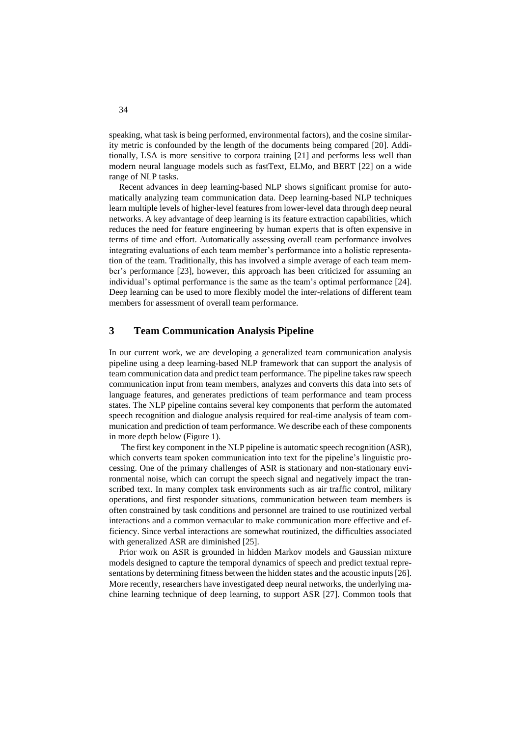speaking, what task is being performed, environmental factors), and the cosine similarity metric is confounded by the length of the documents being compared [20]. Additionally, LSA is more sensitive to corpora training [21] and performs less well than modern neural language models such as fastText, ELMo, and BERT [22] on a wide range of NLP tasks.

Recent advances in deep learning-based NLP shows significant promise for automatically analyzing team communication data. Deep learning-based NLP techniques learn multiple levels of higher-level features from lower-level data through deep neural networks. A key advantage of deep learning is its feature extraction capabilities, which reduces the need for feature engineering by human experts that is often expensive in terms of time and effort. Automatically assessing overall team performance involves integrating evaluations of each team member's performance into a holistic representation of the team. Traditionally, this has involved a simple average of each team member's performance [23], however, this approach has been criticized for assuming an individual's optimal performance is the same as the team's optimal performance [24]. Deep learning can be used to more flexibly model the inter-relations of different team members for assessment of overall team performance.

## 3 Team Communication Analysis Pipeline

In our current work, we are developing a generalized team communication analysis pipeline using a deep learning-based NLP framework that can support the analysis of team communication data and predict team performance. The pipeline takes raw speech communication input from team members, analyzes and converts this data into sets of language features, and generates predictions of team performance and team process states. The NLP pipeline contains several key components that perform the automated speech recognition and dialogue analysis required for real-time analysis of team communication and prediction of team performance. We describe each of these components in more depth below (Figure 1).

The first key component in the NLP pipeline is automatic speech recognition (ASR), which converts team spoken communication into text for the pipeline's linguistic processing. One of the primary challenges of ASR is stationary and non-stationary environmental noise, which can corrupt the speech signal and negatively impact the transcribed text. In many complex task environments such as air traffic control, military operations, and first responder situations, communication between team members is often constrained by task conditions and personnel are trained to use routinized verbal interactions and a common vernacular to make communication more effective and efficiency. Since verbal interactions are somewhat routinized, the difficulties associated with generalized ASR are diminished [25].

Prior work on ASR is grounded in hidden Markov models and Gaussian mixture models designed to capture the temporal dynamics of speech and predict textual representations by determining fitness between the hidden states and the acoustic inputs [26]. More recently, researchers have investigated deep neural networks, the underlying machine learning technique of deep learning, to support ASR [27]. Common tools that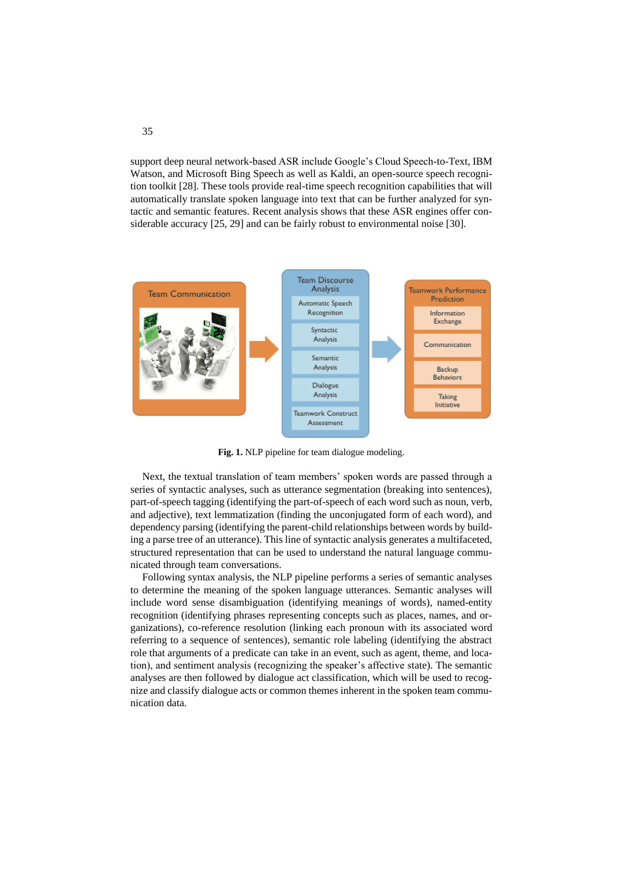support deep neural network-based ASR include Google's Cloud Speech-to-Text, IBM Watson, and Microsoft Bing Speech as well as Kaldi, an open-source speech recognition toolkit [28]. These tools provide real-time speech recognition capabilities that will automatically translate spoken language into text that can be further analyzed for syntactic and semantic features. Recent analysis shows that these ASR engines offer considerable accuracy [25, 29] and can be fairly robust to environmental noise [30].

**Fig. 1.** NLP pipeline for team dialogue modeling.

Next, the textual translation of team members' spoken words are passed through a series of syntactic analyses, such as utterance segmentation (breaking into sentences), part-of-speech tagging (identifying the part-of-speech of each word such as noun, verb, and adjective), text lemmatization (finding the unconjugated form of each word), and dependency parsing (identifying the parent-child relationships between words by building a parse tree of an utterance). This line of syntactic analysis generates a multifaceted, structured representation that can be used to understand the natural language communicated through team conversations.

Following syntax analysis, the NLP pipeline performs a series of semantic analyses to determine the meaning of the spoken language utterances. Semantic analyses will include word sense disambiguation (identifying meanings of words), named-entity recognition (identifying phrases representing concepts such as places, names, and organizations), co-reference resolution (linking each pronoun with its associated word referring to a sequence of sentences), semantic role labeling (identifying the abstract role that arguments of a predicate can take in an event, such as agent, theme, and location), and sentiment analysis (recognizing the speaker's affective state). The semantic analyses are then followed by dialogue act classification, which will be used to recognize and classify dialogue acts or common themes inherent in the spoken team communication data.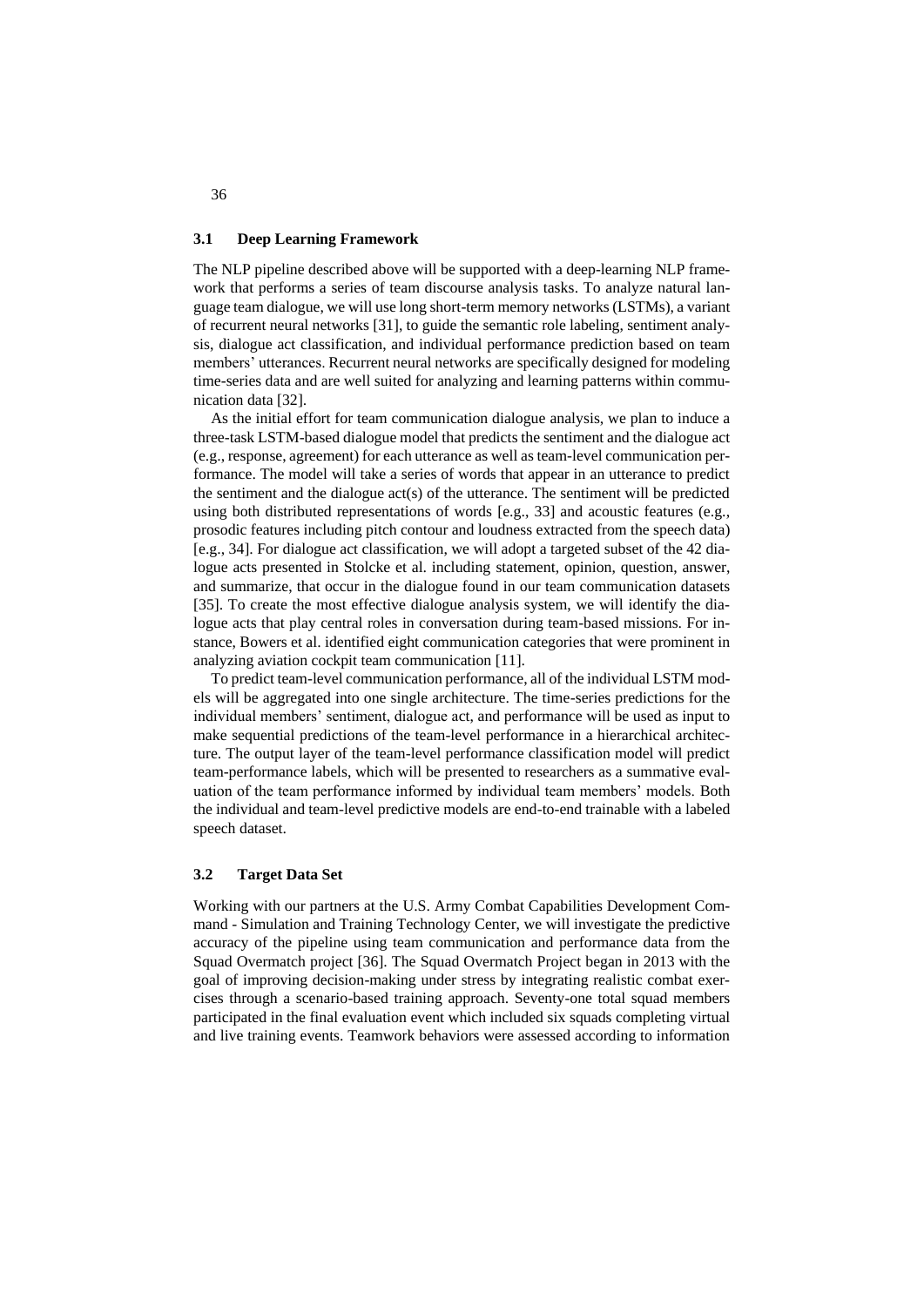### 3.1 Deep Learning Framework

The NLP pipeline described above will be supported with a deep-learning NLP framework that performs a series of team discourse analysis tasks. To analyze natural language team dialogue, we will use long short-term memory networks (LSTMs), a variant of recurrent neural networks [31], to guide the semantic role labeling, sentiment analysis, dialogue act classification, and individual performance prediction based on team members' utterances. Recurrent neural networks are specifically designed for modeling time-series data and are well suited for analyzing and learning patterns within communication data [32].

As the initial effort for team communication dialogue analysis, we plan to induce a three-task LSTM-based dialogue model that predicts the sentiment and the dialogue act (e.g., response, agreement) for each utterance as well as team-level communication performance. The model will take a series of words that appear in an utterance to predict the sentiment and the dialogue act(s) of the utterance. The sentiment will be predicted using both distributed representations of words [e.g., 33] and acoustic features (e.g., prosodic features including pitch contour and loudness extracted from the speech data) [e.g., 34]. For dialogue act classification, we will adopt a targeted subset of the 42 dialogue acts presented in Stolcke et al. including statement, opinion, question, answer, and summarize, that occur in the dialogue found in our team communication datasets [35]. To create the most effective dialogue analysis system, we will identify the dialogue acts that play central roles in conversation during team-based missions. For instance, Bowers et al. identified eight communication categories that were prominent in analyzing aviation cockpit team communication [11].

To predict team-level communication performance, all of the individual LSTM models will be aggregated into one single architecture. The time-series predictions for the individual members' sentiment, dialogue act, and performance will be used as input to make sequential predictions of the team-level performance in a hierarchical architecture. The output layer of the team-level performance classification model will predict team-performance labels, which will be presented to researchers as a summative evaluation of the team performance informed by individual team members' models. Both the individual and team-level predictive models are end-to-end trainable with a labeled speech dataset.

### 3.2 Target Data Set

Working with our partners at the U.S. Army Combat Capabilities Development Command - Simulation and Training Technology Center, we will investigate the predictive accuracy of the pipeline using team communication and performance data from the Squad Overmatch project [36]. The Squad Overmatch Project began in 2013 with the goal of improving decision-making under stress by integrating realistic combat exercises through a scenario-based training approach. Seventy-one total squad members participated in the final evaluation event which included six squads completing virtual and live training events. Teamwork behaviors were assessed according to information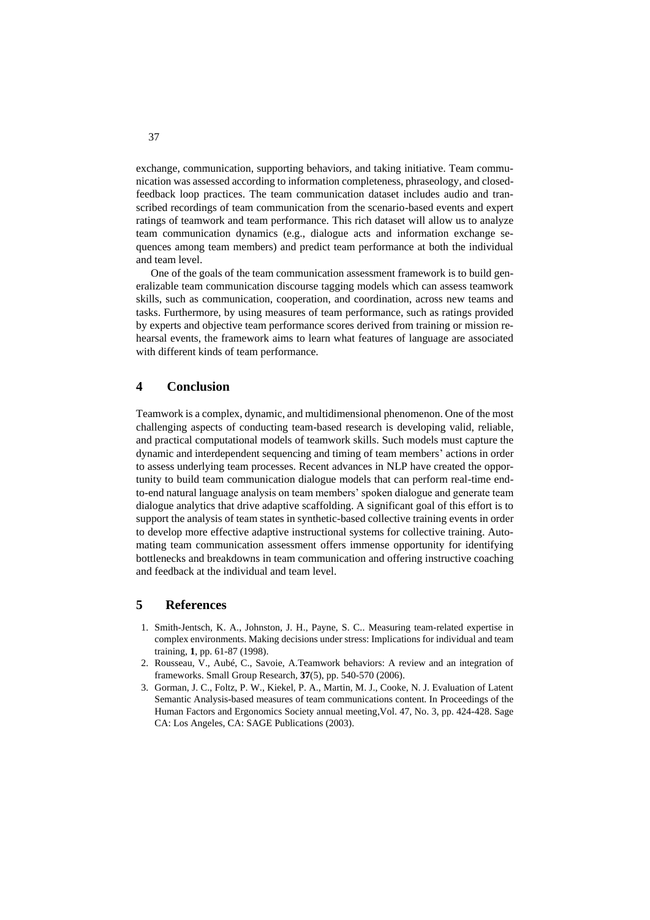exchange, communication, supporting behaviors, and taking initiative. Team communication was assessed according to information completeness, phraseology, and closed-feedback loop practices. The team communication dataset includes audio and transcribed recordings of team communication from the scenario-based events and expert ratings of teamwork and team performance. This rich dataset will allow us to analyze team communication dynamics (e.g., dialogue acts and information exchange sequences among team members) and predict team performance at both the individual and team level.

One of the goals of the team communication assessment framework is to build generalizable team communication discourse tagging models which can assess teamwork skills, such as communication, cooperation, and coordination, across new teams and tasks. Furthermore, by using measures of team performance, such as ratings provided by experts and objective team performance scores derived from training or mission rehearsal events, the framework aims to learn what features of language are associated with different kinds of team performance.

## 4 Conclusion

Teamwork is a complex, dynamic, and multidimensional phenomenon. One of the most challenging aspects of conducting team-based research is developing valid, reliable, and practical computational models of teamwork skills. Such models must capture the dynamic and interdependent sequencing and timing of team members' actions in order to assess underlying team processes. Recent advances in NLP have created the opportunity to build team communication dialogue models that can perform real-time end-to-end natural language analysis on team members' spoken dialogue and generate team dialogue analytics that drive adaptive scaffolding. A significant goal of this effort is to support the analysis of team states in synthetic-based collective training events in order to develop more effective adaptive instructional systems for collective training. Automating team communication assessment offers immense opportunity for identifying bottlenecks and breakdowns in team communication and offering instructive coaching and feedback at the individual and team level.

## 5 References

1. Smith-Jentsch, K. A., Johnston, J. H., Payne, S. C.. Measuring team-related expertise in complex environments. Making decisions under stress: Implications for individual and team training, **1**, pp. 61-87 (1998).
2. Rousseau, V., Aubé, C., Savoie, A.Teamwork behaviors: A review and an integration of frameworks. Small Group Research, **37**(5), pp. 540-570 (2006).
3. Gorman, J. C., Foltz, P. W., Kiekel, P. A., Martin, M. J., Cooke, N. J. Evaluation of Latent Semantic Analysis-based measures of team communications content. In Proceedings of the Human Factors and Ergonomics Society annual meeting,Vol. 47, No. 3, pp. 424-428. Sage CA: Los Angeles, CA: SAGE Publications (2003).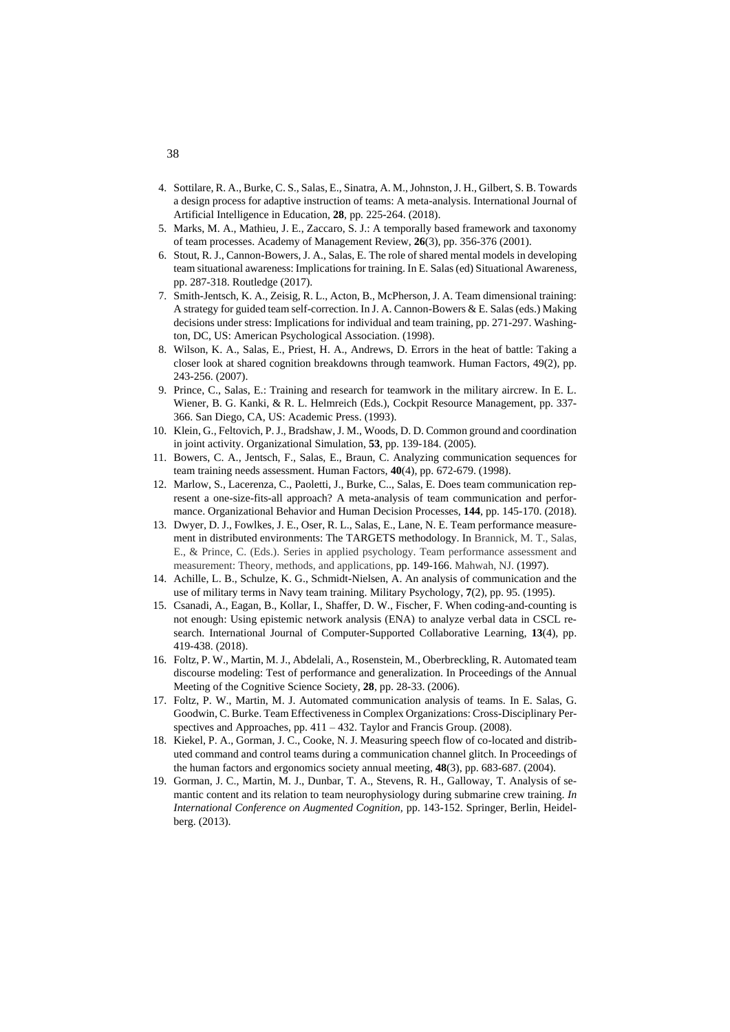4. Sottilare, R. A., Burke, C. S., Salas, E., Sinatra, A. M., Johnston, J. H., Gilbert, S. B. Towards a design process for adaptive instruction of teams: A meta-analysis. International Journal of Artificial Intelligence in Education, **28**, pp. 225-264. (2018).
5. Marks, M. A., Mathieu, J. E., Zaccaro, S. J.: A temporally based framework and taxonomy of team processes. Academy of Management Review, **26**(3), pp. 356-376 (2001).
6. Stout, R. J., Cannon-Bowers, J. A., Salas, E. The role of shared mental models in developing team situational awareness: Implications for training. In E. Salas (ed) Situational Awareness, pp. 287-318. Routledge (2017).
7. Smith-Jentsch, K. A., Zeisig, R. L., Acton, B., McPherson, J. A. Team dimensional training: A strategy for guided team self-correction. In J. A. Cannon-Bowers & E. Salas (eds.) Making decisions under stress: Implications for individual and team training, pp. 271-297. Washington, DC, US: American Psychological Association. (1998).
8. Wilson, K. A., Salas, E., Priest, H. A., Andrews, D. Errors in the heat of battle: Taking a closer look at shared cognition breakdowns through teamwork. Human Factors, 49(2), pp. 243-256. (2007).
9. Prince, C., Salas, E.: Training and research for teamwork in the military aircrew. In E. L. Wiener, B. G. Kanki, & R. L. Helmreich (Eds.), Cockpit Resource Management, pp. 337-366. San Diego, CA, US: Academic Press. (1993).
10. Klein, G., Feltovich, P. J., Bradshaw, J. M., Woods, D. D. Common ground and coordination in joint activity. Organizational Simulation, **53**, pp. 139-184. (2005).
11. Bowers, C. A., Jentsch, F., Salas, E., Braun, C. Analyzing communication sequences for team training needs assessment. Human Factors, **40**(4), pp. 672-679. (1998).
12. Marlow, S., Lacerenza, C., Paoletti, J., Burke, C.., Salas, E. Does team communication represent a one-size-fits-all approach? A meta-analysis of team communication and performance. Organizational Behavior and Human Decision Processes, **144**, pp. 145-170. (2018).
13. Dwyer, D. J., Fowlkes, J. E., Oser, R. L., Salas, E., Lane, N. E. Team performance measurement in distributed environments: The TARGETS methodology. In Brannick, M. T., Salas, E., & Prince, C. (Eds.). Series in applied psychology. Team performance assessment and measurement: Theory, methods, and applications, pp. 149-166. Mahwah, NJ. (1997).
14. Achille, L. B., Schulze, K. G., Schmidt-Nielsen, A. An analysis of communication and the use of military terms in Navy team training. Military Psychology, **7**(2), pp. 95. (1995).
15. Csanadi, A., Eagan, B., Kollar, I., Shaffer, D. W., Fischer, F. When coding-and-counting is not enough: Using epistemic network analysis (ENA) to analyze verbal data in CSCL research. International Journal of Computer-Supported Collaborative Learning, **13**(4), pp. 419-438. (2018).
16. Foltz, P. W., Martin, M. J., Abdelali, A., Rosenstein, M., Oberbreckling, R. Automated team discourse modeling: Test of performance and generalization. In Proceedings of the Annual Meeting of the Cognitive Science Society, **28**, pp. 28-33. (2006).
17. Foltz, P. W., Martin, M. J. Automated communication analysis of teams. In E. Salas, G. Goodwin, C. Burke. Team Effectiveness in Complex Organizations: Cross-Disciplinary Perspectives and Approaches, pp. 411 – 432. Taylor and Francis Group. (2008).
18. Kiekel, P. A., Gorman, J. C., Cooke, N. J. Measuring speech flow of co-located and distributed command and control teams during a communication channel glitch. In Proceedings of the human factors and ergonomics society annual meeting, **48**(3), pp. 683-687. (2004).
19. Gorman, J. C., Martin, M. J., Dunbar, T. A., Stevens, R. H., Galloway, T. Analysis of semantic content and its relation to team neurophysiology during submarine crew training. *In International Conference on Augmented Cognition,* pp. 143-152. Springer, Berlin, Heidelberg. (2013).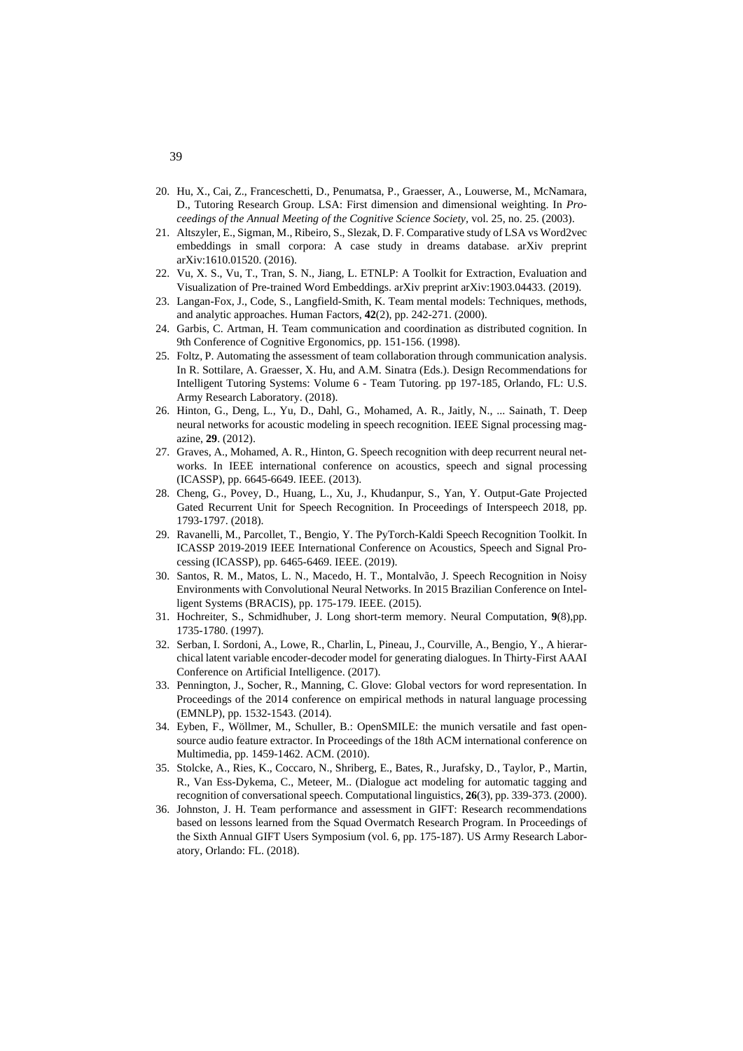20. Hu, X., Cai, Z., Franceschetti, D., Penumatsa, P., Graesser, A., Louwerse, M., McNamara, D., Tutoring Research Group. LSA: First dimension and dimensional weighting. In *Proceedings of the Annual Meeting of the Cognitive Science Society*, vol. 25, no. 25. (2003).
21. Altszyler, E., Sigman, M., Ribeiro, S., Slezak, D. F. Comparative study of LSA vs Word2vec embeddings in small corpora: A case study in dreams database. arXiv preprint arXiv:1610.01520. (2016).
22. Vu, X. S., Vu, T., Tran, S. N., Jiang, L. ETNLP: A Toolkit for Extraction, Evaluation and Visualization of Pre-trained Word Embeddings. arXiv preprint arXiv:1903.04433. (2019).
23. Langan-Fox, J., Code, S., Langfield-Smith, K. Team mental models: Techniques, methods, and analytic approaches. Human Factors, **42**(2), pp. 242-271. (2000).
24. Garbis, C. Artman, H. Team communication and coordination as distributed cognition. In 9th Conference of Cognitive Ergonomics, pp. 151-156. (1998).
25. Foltz, P. Automating the assessment of team collaboration through communication analysis. In R. Sottilare, A. Graesser, X. Hu, and A.M. Sinatra (Eds.). Design Recommendations for Intelligent Tutoring Systems: Volume 6 - Team Tutoring. pp 197-185, Orlando, FL: U.S. Army Research Laboratory. (2018).
26. Hinton, G., Deng, L., Yu, D., Dahl, G., Mohamed, A. R., Jaitly, N., ... Sainath, T. Deep neural networks for acoustic modeling in speech recognition. IEEE Signal processing magazine, **29**. (2012).
27. Graves, A., Mohamed, A. R., Hinton, G. Speech recognition with deep recurrent neural networks. In IEEE international conference on acoustics, speech and signal processing (ICASSP), pp. 6645-6649. IEEE. (2013).
28. Cheng, G., Povey, D., Huang, L., Xu, J., Khudanpur, S., Yan, Y. Output-Gate Projected Gated Recurrent Unit for Speech Recognition. In Proceedings of Interspeech 2018, pp. 1793-1797. (2018).
29. Ravanelli, M., Parcollet, T., Bengio, Y. The PyTorch-Kaldi Speech Recognition Toolkit. In ICASSP 2019-2019 IEEE International Conference on Acoustics, Speech and Signal Processing (ICASSP), pp. 6465-6469. IEEE. (2019).
30. Santos, R. M., Matos, L. N., Macedo, H. T., Montalvão, J. Speech Recognition in Noisy Environments with Convolutional Neural Networks. In 2015 Brazilian Conference on Intelligent Systems (BRACIS), pp. 175-179. IEEE. (2015).
31. Hochreiter, S., Schmidhuber, J. Long short-term memory. Neural Computation, **9**(8),pp. 1735-1780. (1997).
32. Serban, I. Sordoni, A., Lowe, R., Charlin, L, Pineau, J., Courville, A., Bengio, Y., A hierarchical latent variable encoder-decoder model for generating dialogues. In Thirty-First AAAI Conference on Artificial Intelligence. (2017).
33. Pennington, J., Socher, R., Manning, C. Glove: Global vectors for word representation. In Proceedings of the 2014 conference on empirical methods in natural language processing (EMNLP), pp. 1532-1543. (2014).
34. Eyben, F., Wöllmer, M., Schuller, B.: OpenSMILE: the munich versatile and fast open-source audio feature extractor. In Proceedings of the 18th ACM international conference on Multimedia, pp. 1459-1462. ACM. (2010).
35. Stolcke, A., Ries, K., Coccaro, N., Shriberg, E., Bates, R., Jurafsky, D., Taylor, P., Martin, R., Van Ess-Dykema, C., Meteer, M.. (Dialogue act modeling for automatic tagging and recognition of conversational speech. Computational linguistics, **26**(3), pp. 339-373. (2000).
36. Johnston, J. H. Team performance and assessment in GIFT: Research recommendations based on lessons learned from the Squad Overmatch Research Program. In Proceedings of the Sixth Annual GIFT Users Symposium (vol. 6, pp. 175-187). US Army Research Laboratory, Orlando: FL. (2018).